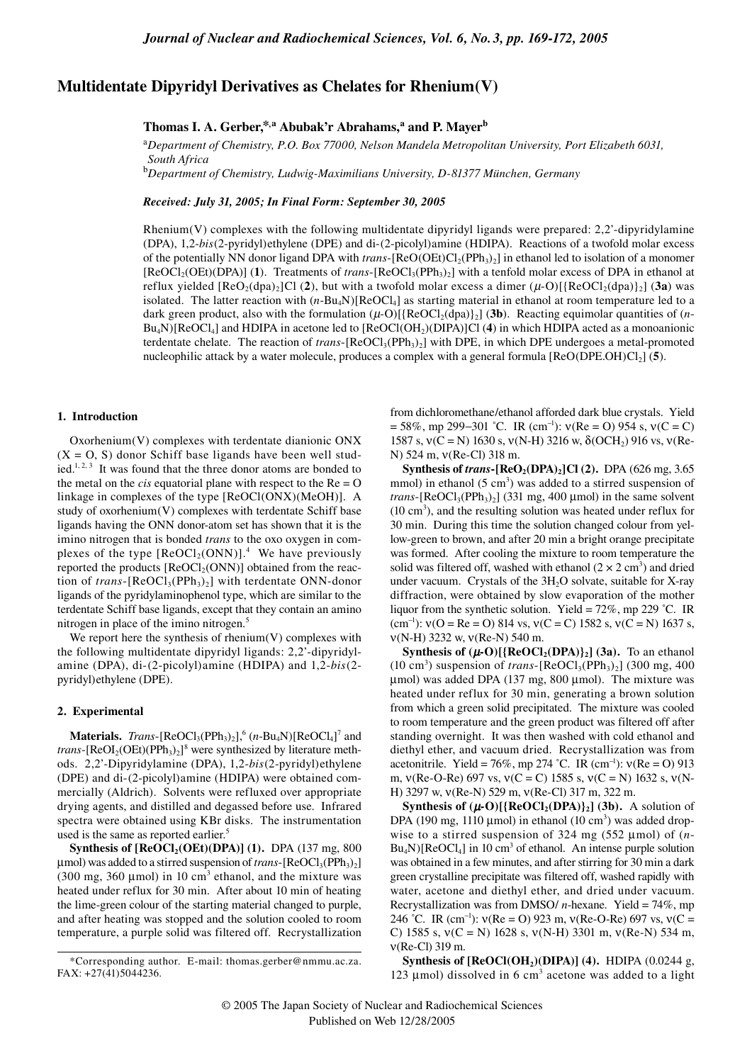# Multidentate Dipyridyl Derivatives as Chelates for Rhenium(V)

**Thomas I. A. Gerber,*[,a] Abubak'r Abrahams,[a] and P. Mayer[b]**

[a]*Department of Chemistry, P.O. Box 77000, Nelson Mandela Metropolitan University, Port Elizabeth 6031, South Africa*

[b]*Department of Chemistry, Ludwig-Maximilians University, D-81377 München, Germany*

***Received: July 31, 2005; In Final Form: September 30, 2005***

Rhenium(V) complexes with the following multidentate dipyridyl ligands were prepared: 2,2'-dipyridylamine (DPA), 1,2-*bis*(2-pyridyl)ethylene (DPE) and di-(2-picolyl)amine (HDIPA). Reactions of a twofold molar excess of the potentially NN donor ligand DPA with *trans*-[ReO(OEt)Cl$_2$(PPh$_3$)$_2$] in ethanol led to isolation of a monomer [ReOCl$_2$(OEt)(DPA)] (**1**). Treatments of *trans*-[ReOCl$_3$(PPh$_3$)$_2$] with a tenfold molar excess of DPA in ethanol at reflux yielded [ReO$_2$(dpa)$_2$]Cl (**2**), but with a twofold molar excess a dimer ($\mu$-O)[{ReOCl$_2$(dpa)}$_2$] (**3a**) was isolated. The latter reaction with (*n*-Bu$_4$N)[ReOCl$_4$] as starting material in ethanol at room temperature led to a dark green product, also with the formulation ($\mu$-O)[{ReOCl$_2$(dpa)}$_2$] (**3b**). Reacting equimolar quantities of (*n*-Bu$_4$N)[ReOCl$_4$] and HDIPA in acetone led to [ReOCl(OH$_2$)(DIPA)]Cl (**4**) in which HDIPA acted as a monoanionic terdentate chelate. The reaction of *trans*-[ReOCl$_3$(PPh$_3$)$_2$] with DPE, in which DPE undergoes a metal-promoted nucleophilic attack by a water molecule, produces a complex with a general formula [ReO(DPE.OH)Cl$_2$] (**5**).

## 1. Introduction

Oxorhenium(V) complexes with terdentate dianionic ONX (X = O, S) donor Schiff base ligands have been well studied.[1, 2, 3] It was found that the three donor atoms are bonded to the metal on the *cis* equatorial plane with respect to the Re = O linkage in complexes of the type [ReOCl(ONX)(MeOH)]. A study of oxorhenium(V) complexes with terdentate Schiff base ligands having the ONN donor-atom set has shown that it is the imino nitrogen that is bonded *trans* to the oxo oxygen in complexes of the type [ReOCl$_2$(ONN)].[4] We have previously reported the products [ReOCl$_2$(ONN)] obtained from the reaction of *trans*-[ReOCl$_3$(PPh$_3$)$_2$] with terdentate ONN-donor ligands of the pyridylaminophenol type, which are similar to the terdentate Schiff base ligands, except that they contain an amino nitrogen in place of the imino nitrogen.[5]

We report here the synthesis of rhenium(V) complexes with the following multidentate dipyridyl ligands: 2,2'-dipyridylamine (DPA), di-(2-picolyl)amine (HDIPA) and 1,2-*bis*(2-pyridyl)ethylene (DPE).

## 2. Experimental

**Materials.** *Trans*-[ReOCl$_3$(PPh$_3$)$_2$],[6] (*n*-Bu$_4$N)[ReOCl$_4$][7] and *trans*-[ReOI$_2$(OEt)(PPh$_3$)$_2$][8] were synthesized by literature methods. 2,2'-Dipyridylamine (DPA), 1,2-*bis*(2-pyridyl)ethylene (DPE) and di-(2-picolyl)amine (HDIPA) were obtained commercially (Aldrich). Solvents were refluxed over appropriate drying agents, and distilled and degassed before use. Infrared spectra were obtained using KBr disks. The instrumentation used is the same as reported earlier.[5]

**Synthesis of [ReOCl$_2$(OEt)(DPA)] (1).** DPA (137 mg, 800 µmol) was added to a stirred suspension of *trans*-[ReOCl$_3$(PPh$_3$)$_2$] (300 mg, 360 µmol) in 10 cm$^3$ ethanol, and the mixture was heated under reflux for 30 min. After about 10 min of heating the lime-green colour of the starting material changed to purple, and after heating was stopped and the solution cooled to room temperature, a purple solid was filtered off. Recrystallization from dichloromethane/ethanol afforded dark blue crystals. Yield = 58%, mp 299−301 ˚C. IR (cm$^{-1}$): ν(Re = O) 954 s, ν(C = C) 1587 s, ν(C = N) 1630 s, ν(N-H) 3216 w, δ(OCH$_2$) 916 vs, ν(Re-N) 524 m, ν(Re-Cl) 318 m.

**Synthesis of *trans*-[ReO$_2$(DPA)$_2$]Cl (2).** DPA (626 mg, 3.65 mmol) in ethanol (5 cm$^3$) was added to a stirred suspension of *trans*-[ReOCl$_3$(PPh$_3$)$_2$] (331 mg, 400 µmol) in the same solvent (10 cm$^3$), and the resulting solution was heated under reflux for 30 min. During this time the solution changed colour from yellow-green to brown, and after 20 min a bright orange precipitate was formed. After cooling the mixture to room temperature the solid was filtered off, washed with ethanol (2 × 2 cm$^3$) and dried under vacuum. Crystals of the 3H$_2$O solvate, suitable for X-ray diffraction, were obtained by slow evaporation of the mother liquor from the synthetic solution. Yield = 72%, mp 229 ˚C. IR (cm$^{-1}$): ν(O = Re = O) 814 vs, ν(C = C) 1582 s, ν(C = N) 1637 s, ν(N-H) 3232 w, ν(Re-N) 540 m.

**Synthesis of ($\mu$-O)[{ReOCl$_2$(DPA)}$_2$] (3a).** To an ethanol (10 cm$^3$) suspension of *trans*-[ReOCl$_3$(PPh$_3$)$_2$] (300 mg, 400 µmol) was added DPA (137 mg, 800 µmol). The mixture was heated under reflux for 30 min, generating a brown solution from which a green solid precipitated. The mixture was cooled to room temperature and the green product was filtered off after standing overnight. It was then washed with cold ethanol and diethyl ether, and vacuum dried. Recrystallization was from acetonitrile. Yield = 76%, mp 274 ˚C. IR (cm$^{-1}$): ν(Re = O) 913 m, ν(Re-O-Re) 697 vs, ν(C = C) 1585 s, ν(C = N) 1632 s, ν(N-H) 3297 w, ν(Re-N) 529 m, ν(Re-Cl) 317 m, 322 m.

**Synthesis of ($\mu$-O)[{ReOCl$_2$(DPA)}$_2$] (3b).** A solution of DPA (190 mg, 1110 µmol) in ethanol (10 cm$^3$) was added dropwise to a stirred suspension of 324 mg (552 µmol) of (*n*-Bu$_4$N)[ReOCl$_4$] in 10 cm$^3$ of ethanol. An intense purple solution was obtained in a few minutes, and after stirring for 30 min a dark green crystalline precipitate was filtered off, washed rapidly with water, acetone and diethyl ether, and dried under vacuum. Recrystallization was from DMSO/ *n*-hexane. Yield = 74%, mp 246 ˚C. IR (cm$^{-1}$): ν(Re = O) 923 m, ν(Re-O-Re) 697 vs, ν(C = C) 1585 s, ν(C = N) 1628 s, ν(N-H) 3301 m, ν(Re-N) 534 m, ν(Re-Cl) 319 m.

**Synthesis of [ReOCl(OH$_2$)(DIPA)] (4).** HDIPA (0.0244 g, 123 µmol) dissolved in 6 cm$^3$ acetone was added to a light

---

*Corresponding author. E-mail: thomas.gerber@nmmu.ac.za. FAX: +27(41)5044236.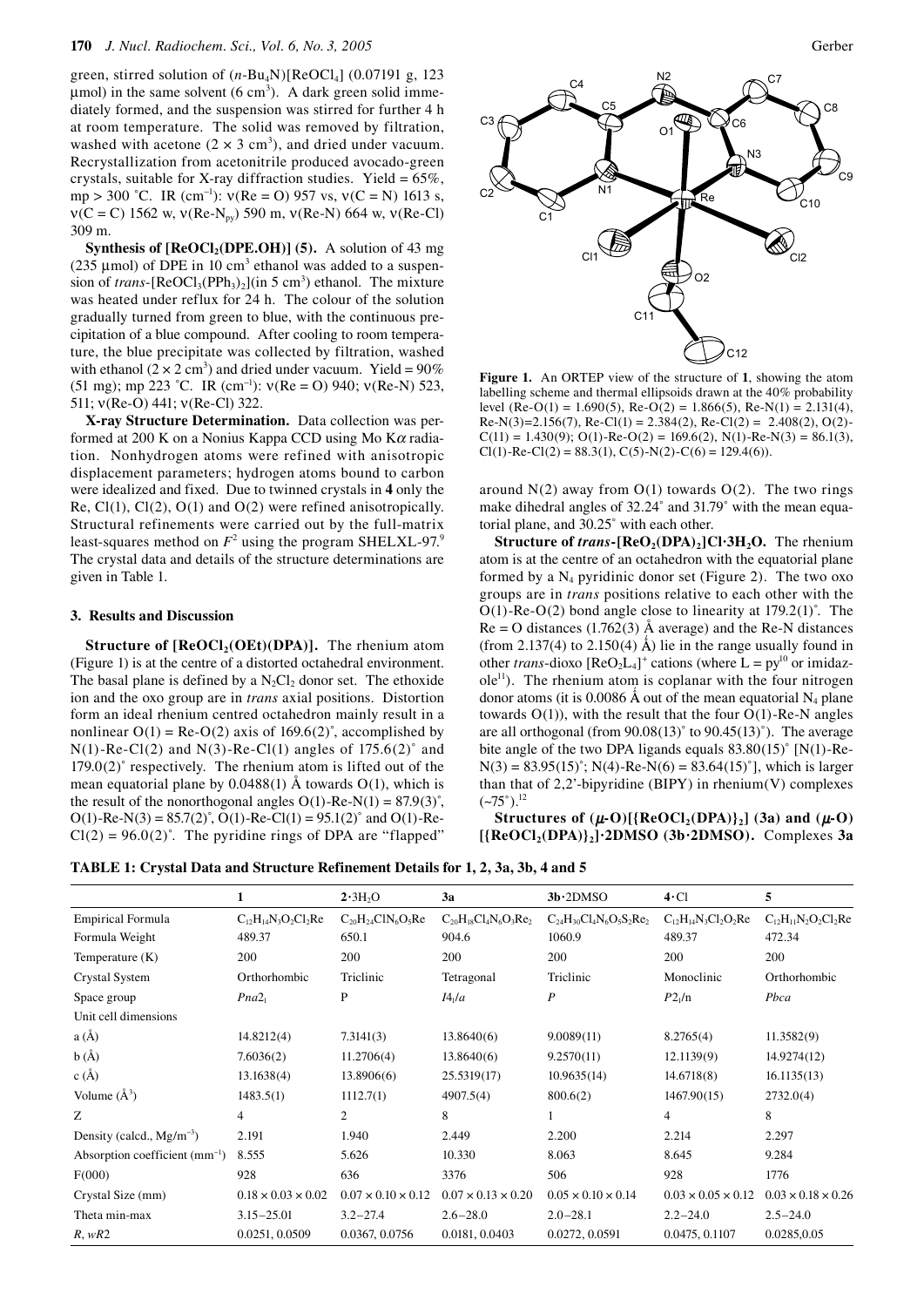green, stirred solution of $(n\text{-Bu}_4N)[ReOCl_4]$ (0.07191 g, 123 μmol) in the same solvent (6 $cm^3$). A dark green solid immediately formed, and the suspension was stirred for further 4 h at room temperature. The solid was removed by filtration, washed with acetone ($2 \times 3$ $cm^3$), and dried under vacuum. Recrystallization from acetonitrile produced avocado-green crystals, suitable for X-ray diffraction studies. Yield = 65%, mp > 300 ˚C. IR ($cm^{-1}$): ν(Re = O) 957 vs, ν(C = N) 1613 s, ν(C = C) 1562 w, ν(Re-$N_{py}$) 590 m, ν(Re-N) 664 w, ν(Re-Cl) 309 m.

**Synthesis of $[ReOCl_2(DPE.OH)]$ (5).** A solution of 43 mg (235 μmol) of DPE in 10 $cm^3$ ethanol was added to a suspension of *trans*-$[ReOCl_3(PPh_3)_2]$(in 5 $cm^3$) ethanol. The mixture was heated under reflux for 24 h. The colour of the solution gradually turned from green to blue, with the continuous precipitation of a blue compound. After cooling to room temperature, the blue precipitate was collected by filtration, washed with ethanol ($2 \times 2$ $cm^3$) and dried under vacuum. Yield = 90% (51 mg); mp 223 ˚C. IR ($cm^{-1}$): ν(Re = O) 940; ν(Re-N) 523, 511; ν(Re-O) 441; ν(Re-Cl) 322.

**X-ray Structure Determination.** Data collection was performed at 200 K on a Nonius Kappa CCD using Mo K$\alpha$ radiation. Nonhydrogen atoms were refined with anisotropic displacement parameters; hydrogen atoms bound to carbon were idealized and fixed. Due to twinned crystals in **4** only the Re, Cl(1), Cl(2), O(1) and O(2) were refined anisotropically. Structural refinements were carried out by the full-matrix least-squares method on $F^2$ using the program SHELXL-97.[9] The crystal data and details of the structure determinations are given in Table 1.

## 3. Results and Discussion

**Structure of $[ReOCl_2(OEt)(DPA)]$.** The rhenium atom (Figure 1) is at the centre of a distorted octahedral environment. The basal plane is defined by a $N_2Cl_2$ donor set. The ethoxide ion and the oxo group are in *trans* axial positions. Distortion form an ideal rhenium centred octahedron mainly result in a nonlinear O(1) = Re-O(2) axis of 169.6(2)˚, accomplished by N(1)-Re-Cl(2) and N(3)-Re-Cl(1) angles of 175.6(2)˚ and 179.0(2)˚ respectively. The rhenium atom is lifted out of the mean equatorial plane by 0.0488(1) Å towards O(1), which is the result of the nonorthogonal angles O(1)-Re-N(1) = 87.9(3)˚, O(1)-Re-N(3) = 85.7(2)˚, O(1)-Re-Cl(1) = 95.1(2)˚ and O(1)-Re-Cl(2) = 96.0(2)˚. The pyridine rings of DPA are "flapped" around N(2) away from O(1) towards O(2). The two rings make dihedral angles of 32.24˚ and 31.79˚ with the mean equatorial plane, and 30.25˚ with each other.

**Figure 1.** An ORTEP view of the structure of **1**, showing the atom labelling scheme and thermal ellipsoids drawn at the 40% probability level (Re-O(1) = 1.690(5), Re-O(2) = 1.866(5), Re-N(1) = 2.131(4), Re-N(3)=2.156(7), Re-Cl(1) = 2.384(2), Re-Cl(2) = 2.408(2), O(2)-C(11) = 1.430(9); O(1)-Re-O(2) = 169.6(2), N(1)-Re-N(3) = 86.1(3), Cl(1)-Re-Cl(2) = 88.3(1), C(5)-N(2)-C(6) = 129.4(6)).

**Structure of *trans*-$[ReO_2(DPA)_2]Cl{\cdot}3H_2O$.** The rhenium atom is at the centre of an octahedron with the equatorial plane formed by a $N_4$ pyridinic donor set (Figure 2). The two oxo groups are in *trans* positions relative to each other with the O(1)-Re-O(2) bond angle close to linearity at 179.2(1)˚. The Re = O distances (1.762(3) Å average) and the Re-N distances (from 2.137(4) to 2.150(4) Å) lie in the range usually found in other *trans*-dioxo $[ReO_2L_4]^+$ cations (where L = py[10] or imidazole[11]). The rhenium atom is coplanar with the four nitrogen donor atoms (it is 0.0086 Å out of the mean equatorial $N_4$ plane towards O(1)), with the result that the four O(1)-Re-N angles are all orthogonal (from 90.08(13)˚ to 90.45(13)˚). The average bite angle of the two DPA ligands equals 83.80(15)˚ [N(1)-Re-N(3) = 83.95(15)˚; N(4)-Re-N(6) = 83.64(15)˚], which is larger than that of 2,2'-bipyridine (BIPY) in rhenium(V) complexes (~75˚).[12]

**Structures of ($\mu$-O)$[\{ReOCl_2(DPA)\}_2]$ (3a) and ($\mu$-O)$[\{ReOCl_2(DPA)\}_2]{\cdot}2DMSO$ (3b·2DMSO).** Complexes **3a**

**TABLE 1: Crystal Data and Structure Refinement Details for 1, 2, 3a, 3b, 4 and 5**

| | 1 | $2{\cdot}3H_2O$ | 3a | $3b{\cdot}2DMSO$ | $4{\cdot}Cl$ | 5 |
|---|---|---|---|---|---|---|
| Empirical Formula | $C_{12}H_{14}N_3O_2Cl_2Re$ | $C_{20}H_{24}ClN_6O_5Re$ | $C_{20}H_{18}Cl_4N_6O_3Re_2$ | $C_{24}H_{30}Cl_4N_6O_5S_2Re_2$ | $C_{12}H_{14}N_3Cl_2O_2Re$ | $C_{12}H_{11}N_2O_2Cl_2Re$ |
| Formula Weight | 489.37 | 650.1 | 904.6 | 1060.9 | 489.37 | 472.34 |
| Temperature (K) | 200 | 200 | 200 | 200 | 200 | 200 |
| Crystal System | Orthorhombic | Triclinic | Tetragonal | Triclinic | Monoclinic | Orthorhombic |
| Space group | $Pna2_1$ | P | $I4_1/a$ | *P* | $P2_1/n$ | *Pbca* |
| Unit cell dimensions | | | | | | |
| a (Å) | 14.8212(4) | 7.3141(3) | 13.8640(6) | 9.0089(11) | 8.2765(4) | 11.3582(9) |
| b (Å) | 7.6036(2) | 11.2706(4) | 13.8640(6) | 9.2570(11) | 12.1139(9) | 14.9274(12) |
| c (Å) | 13.1638(4) | 13.8906(6) | 25.5319(17) | 10.9635(14) | 14.6718(8) | 16.1135(13) |
| Volume ($Å^3$) | 1483.5(1) | 1112.7(1) | 4907.5(4) | 800.6(2) | 1467.90(15) | 2732.0(4) |
| Z | 4 | 2 | 8 | 1 | 4 | 8 |
| Density (calcd., $Mg/m^{-3}$) | 2.191 | 1.940 | 2.449 | 2.200 | 2.214 | 2.297 |
| Absorption coefficient ($mm^{-1}$) | 8.555 | 5.626 | 10.330 | 8.063 | 8.645 | 9.284 |
| F(000) | 928 | 636 | 3376 | 506 | 928 | 1776 |
| Crystal Size (mm) | 0.18 × 0.03 × 0.02 | 0.07 × 0.10 × 0.12 | 0.07 × 0.13 × 0.20 | 0.05 × 0.10 × 0.14 | 0.03 × 0.05 × 0.12 | 0.03 × 0.18 × 0.26 |
| Theta min-max | 3.15–25.01 | 3.2–27.4 | 2.6–28.0 | 2.0–28.1 | 2.2–24.0 | 2.5–24.0 |
| *R*, *wR*2 | 0.0251, 0.0509 | 0.0367, 0.0756 | 0.0181, 0.0403 | 0.0272, 0.0591 | 0.0475, 0.1107 | 0.0285,0.05 |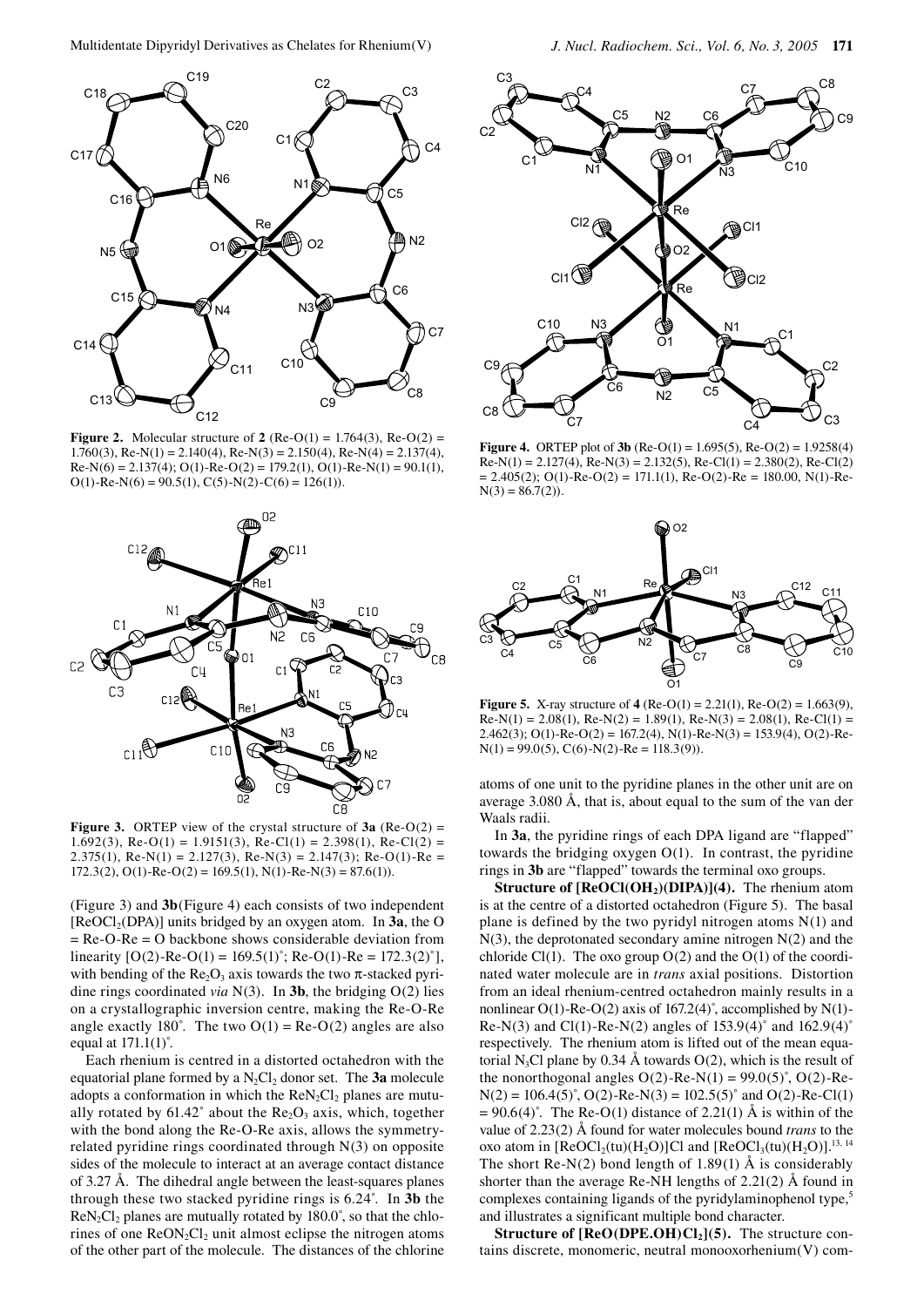**Figure 2.** Molecular structure of **2** (Re-O(1) = 1.764(3), Re-O(2) = 1.760(3), Re-N(1) = 2.140(4), Re-N(3) = 2.150(4), Re-N(4) = 2.137(4), Re-N(6) = 2.137(4); O(1)-Re-O(2) = 179.2(1), O(1)-Re-N(1) = 90.1(1), O(1)-Re-N(6) = 90.5(1), C(5)-N(2)-C(6) = 126(1)).

**Figure 3.** ORTEP view of the crystal structure of **3a** (Re-O(2) = 1.692(3), Re-O(1) = 1.9151(3), Re-Cl(1) = 2.398(1), Re-Cl(2) = 2.375(1), Re-N(1) = 2.127(3), Re-N(3) = 2.147(3); Re-O(1)-Re = 172.3(2), O(1)-Re-O(2) = 169.5(1), N(1)-Re-N(3) = 87.6(1)).

(Figure 3) and **3b** (Figure 4) each consists of two independent $[ReOCl_2(DPA)]$ units bridged by an oxygen atom. In **3a**, the O = Re-O-Re = O backbone shows considerable deviation from linearity [O(2)-Re-O(1) = 169.5(1)˚; Re-O(1)-Re = 172.3(2)˚], with bending of the $Re_2O_3$ axis towards the two π-stacked pyridine rings coordinated *via* N(3). In **3b**, the bridging O(2) lies on a crystallographic inversion centre, making the Re-O-Re angle exactly 180˚. The two O(1) = Re-O(2) angles are also equal at 171.1(1)˚.

Each rhenium is centred in a distorted octahedron with the equatorial plane formed by a $N_2Cl_2$ donor set. The **3a** molecule adopts a conformation in which the $ReN_2Cl_2$ planes are mutually rotated by 61.42˚ about the $Re_2O_3$ axis, which, together with the bond along the Re-O-Re axis, allows the symmetry-related pyridine rings coordinated through N(3) on opposite sides of the molecule to interact at an average contact distance of 3.27 Å. The dihedral angle between the least-squares planes through these two stacked pyridine rings is 6.24˚. In **3b** the $ReN_2Cl_2$ planes are mutually rotated by 180.0˚, so that the chlorines of one $ReON_2Cl_2$ unit almost eclipse the nitrogen atoms of the other part of the molecule. The distances of the chlorine atoms of one unit to the pyridine planes in the other unit are on average 3.080 Å, that is, about equal to the sum of the van der Waals radii.

**Figure 4.** ORTEP plot of **3b** (Re-O(1) = 1.695(5), Re-O(2) = 1.9258(4) Re-N(1) = 2.127(4), Re-N(3) = 2.132(5), Re-Cl(1) = 2.380(2), Re-Cl(2) = 2.405(2); O(1)-Re-O(2) = 171.1(1), Re-O(2)-Re = 180.00, N(1)-Re-N(3) = 86.7(2)).

**Figure 5.** X-ray structure of **4** (Re-O(1) = 2.21(1), Re-O(2) = 1.663(9), Re-N(1) = 2.08(1), Re-N(2) = 1.89(1), Re-N(3) = 2.08(1), Re-Cl(1) = 2.462(3); O(1)-Re-O(2) = 167.2(4), N(1)-Re-N(3) = 153.9(4), O(2)-Re-N(1) = 99.0(5), C(6)-N(2)-Re = 118.3(9)).

In **3a**, the pyridine rings of each DPA ligand are "flapped" towards the bridging oxygen O(1). In contrast, the pyridine rings in **3b** are "flapped" towards the terminal oxo groups.

**Structure of $[ReOCl(OH_2)(DIPA)]$(4).** The rhenium atom is at the centre of a distorted octahedron (Figure 5). The basal plane is defined by the two pyridyl nitrogen atoms N(1) and N(3), the deprotonated secondary amine nitrogen N(2) and the chloride Cl(1). The oxo group O(2) and the O(1) of the coordinated water molecule are in *trans* axial positions. Distortion from an ideal rhenium-centred octahedron mainly results in a nonlinear O(1)-Re-O(2) axis of 167.2(4)˚, accomplished by N(1)-Re-N(3) and Cl(1)-Re-N(2) angles of 153.9(4)˚ and 162.9(4)˚ respectively. The rhenium atom is lifted out of the mean equatorial $N_3Cl$ plane by 0.34 Å towards O(2), which is the result of the nonorthogonal angles O(2)-Re-N(1) = 99.0(5)˚, O(2)-Re-N(2) = 106.4(5)˚, O(2)-Re-N(3) = 102.5(5)˚ and O(2)-Re-Cl(1) = 90.6(4)˚. The Re-O(1) distance of 2.21(1) Å is within of the value of 2.23(2) Å found for water molecules bound *trans* to the oxo atom in $[ReOCl_2(tu)(H_2O)]Cl$ and $[ReOCl_3(tu)(H_2O)]$.[13, 14] The short Re-N(2) bond length of 1.89(1) Å is considerably shorter than the average Re-NH lengths of 2.21(2) Å found in complexes containing ligands of the pyridylaminophenol type,[5] and illustrates a significant multiple bond character.

**Structure of $[ReO(DPE.OH)Cl_2]$(5).** The structure contains discrete, monomeric, neutral monooxorhenium(V) com-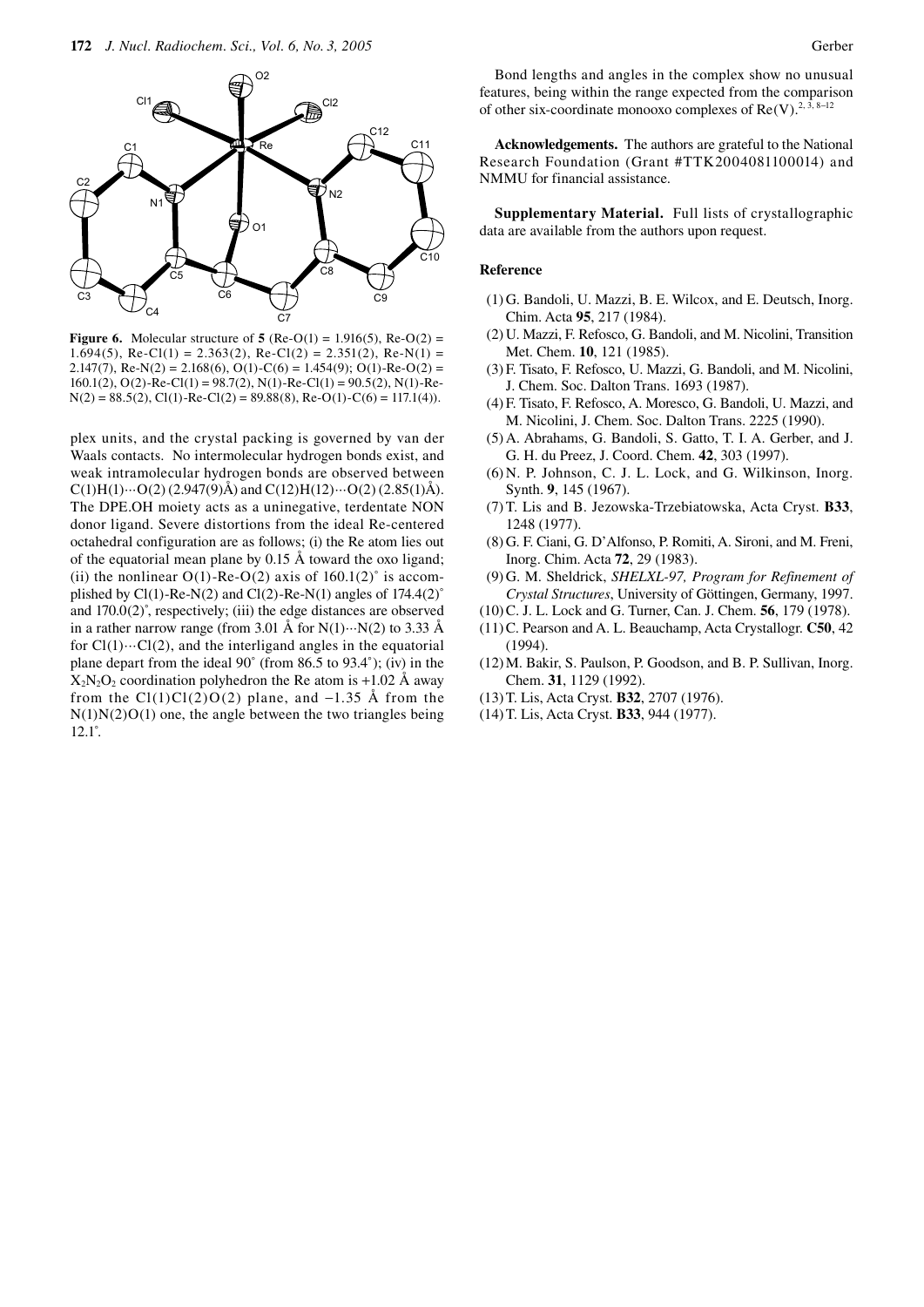**Figure 6.** Molecular structure of **5** (Re-O(1) = 1.916(5), Re-O(2) = 1.694(5), Re-Cl(1) = 2.363(2), Re-Cl(2) = 2.351(2), Re-N(1) = 2.147(7), Re-N(2) = 2.168(6), O(1)-C(6) = 1.454(9); O(1)-Re-O(2) = 160.1(2), O(2)-Re-Cl(1) = 98.7(2), N(1)-Re-Cl(1) = 90.5(2), N(1)-Re-N(2) = 88.5(2), Cl(1)-Re-Cl(2) = 89.88(8), Re-O(1)-C(6) = 117.1(4)).

plex units, and the crystal packing is governed by van der Waals contacts. No intermolecular hydrogen bonds exist, and weak intramolecular hydrogen bonds are observed between C(1)H(1)···O(2) (2.947(9)Å) and C(12)H(12)···O(2) (2.85(1)Å). The DPE.OH moiety acts as a uninegative, terdentate NON donor ligand. Severe distortions from the ideal Re-centered octahedral configuration are as follows; (i) the Re atom lies out of the equatorial mean plane by 0.15 Å toward the oxo ligand; (ii) the nonlinear O(1)-Re-O(2) axis of 160.1(2)˚ is accomplished by Cl(1)-Re-N(2) and Cl(2)-Re-N(1) angles of 174.4(2)˚ and 170.0(2)˚, respectively; (iii) the edge distances are observed in a rather narrow range (from 3.01 Å for N(1)···N(2) to 3.33 Å for Cl(1)···Cl(2), and the interligand angles in the equatorial plane depart from the ideal 90˚ (from 86.5 to 93.4˚); (iv) in the $X_2N_2O_2$ coordination polyhedron the Re atom is +1.02 Å away from the Cl(1)Cl(2)O(2) plane, and −1.35 Å from the N(1)N(2)O(1) one, the angle between the two triangles being 12.1˚.

Bond lengths and angles in the complex show no unusual features, being within the range expected from the comparison of other six-coordinate monooxo complexes of Re(V).[2, 3, 8–12]

**Acknowledgements.** The authors are grateful to the National Research Foundation (Grant #TTK2004081100014) and NMMU for financial assistance.

**Supplementary Material.** Full lists of crystallographic data are available from the authors upon request.

## Reference

(1) G. Bandoli, U. Mazzi, B. E. Wilcox, and E. Deutsch, Inorg. Chim. Acta **95**, 217 (1984).

(2) U. Mazzi, F. Refosco, G. Bandoli, and M. Nicolini, Transition Met. Chem. **10**, 121 (1985).

(3) F. Tisato, F. Refosco, U. Mazzi, G. Bandoli, and M. Nicolini, J. Chem. Soc. Dalton Trans. 1693 (1987).

(4) F. Tisato, F. Refosco, A. Moresco, G. Bandoli, U. Mazzi, and M. Nicolini, J. Chem. Soc. Dalton Trans. 2225 (1990).

(5) A. Abrahams, G. Bandoli, S. Gatto, T. I. A. Gerber, and J. G. H. du Preez, J. Coord. Chem. **42**, 303 (1997).

(6) N. P. Johnson, C. J. L. Lock, and G. Wilkinson, Inorg. Synth. **9**, 145 (1967).

(7) T. Lis and B. Jezowska-Trzebiatowska, Acta Cryst. **B33**, 1248 (1977).

(8) G. F. Ciani, G. D'Alfonso, P. Romiti, A. Sironi, and M. Freni, Inorg. Chim. Acta **72**, 29 (1983).

(9) G. M. Sheldrick, *SHELXL-97, Program for Refinement of Crystal Structures*, University of Göttingen, Germany, 1997.

(10) C. J. L. Lock and G. Turner, Can. J. Chem. **56**, 179 (1978).

(11) C. Pearson and A. L. Beauchamp, Acta Crystallogr. **C50**, 42 (1994).

(12) M. Bakir, S. Paulson, P. Goodson, and B. P. Sullivan, Inorg. Chem. **31**, 1129 (1992).

(13) T. Lis, Acta Cryst. **B32**, 2707 (1976).

(14) T. Lis, Acta Cryst. **B33**, 944 (1977).